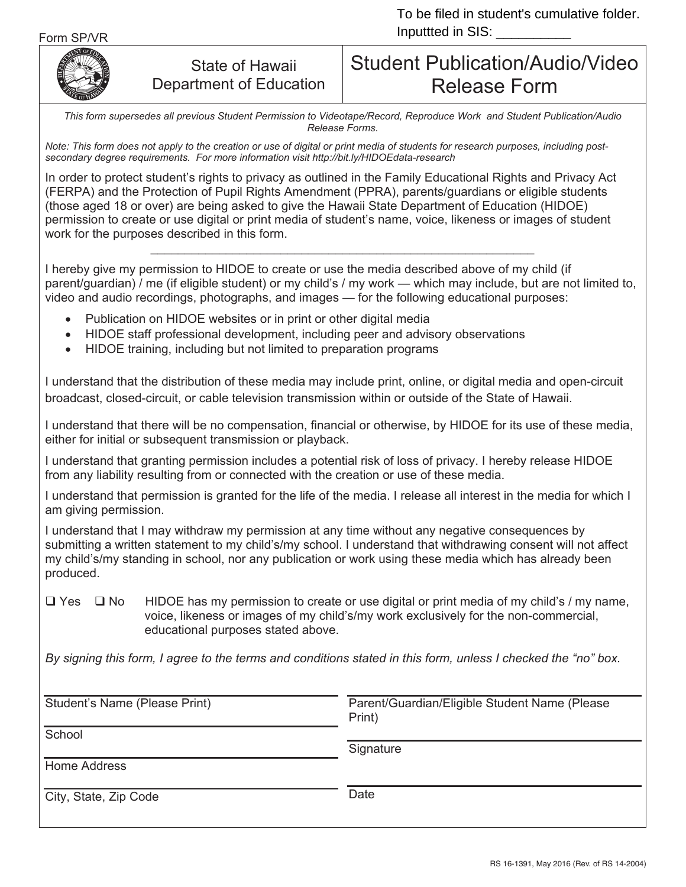To be filed in student's cumulative folder.
Inputtted in SIS: __________

Form SP/VR

State of Hawaii
Department of Education

# Student Publication/Audio/Video Release Form

*This form supersedes all previous Student Permission to Videotape/Record, Reproduce Work and Student Publication/Audio Release Forms.*

*Note: This form does not apply to the creation or use of digital or print media of students for research purposes, including post-secondary degree requirements. For more information visit http://bit.ly/HIDOEdata-research*

In order to protect student's rights to privacy as outlined in the Family Educational Rights and Privacy Act (FERPA) and the Protection of Pupil Rights Amendment (PPRA), parents/guardians or eligible students (those aged 18 or over) are being asked to give the Hawaii State Department of Education (HIDOE) permission to create or use digital or print media of student's name, voice, likeness or images of student work for the purposes described in this form.

---

I hereby give my permission to HIDOE to create or use the media described above of my child (if parent/guardian) / me (if eligible student) or my child's / my work — which may include, but are not limited to, video and audio recordings, photographs, and images — for the following educational purposes:

- Publication on HIDOE websites or in print or other digital media
- HIDOE staff professional development, including peer and advisory observations
- HIDOE training, including but not limited to preparation programs

I understand that the distribution of these media may include print, online, or digital media and open-circuit broadcast, closed-circuit, or cable television transmission within or outside of the State of Hawaii.

I understand that there will be no compensation, financial or otherwise, by HIDOE for its use of these media, either for initial or subsequent transmission or playback.

I understand that granting permission includes a potential risk of loss of privacy. I hereby release HIDOE from any liability resulting from or connected with the creation or use of these media.

I understand that permission is granted for the life of the media. I release all interest in the media for which I am giving permission.

I understand that I may withdraw my permission at any time without any negative consequences by submitting a written statement to my child's/my school. I understand that withdrawing consent will not affect my child's/my standing in school, nor any publication or work using these media which has already been produced.

❑ Yes ❑ No HIDOE has my permission to create or use digital or print media of my child's / my name, voice, likeness or images of my child's/my work exclusively for the non-commercial, educational purposes stated above.

*By signing this form, I agree to the terms and conditions stated in this form, unless I checked the "no" box.*

| | |
|---|---|
| Student's Name (Please Print) | Parent/Guardian/Eligible Student Name (Please Print) |
| School | Signature |
| Home Address | |
| City, State, Zip Code | Date |

RS 16-1391, May 2016 (Rev. of RS 14-2004)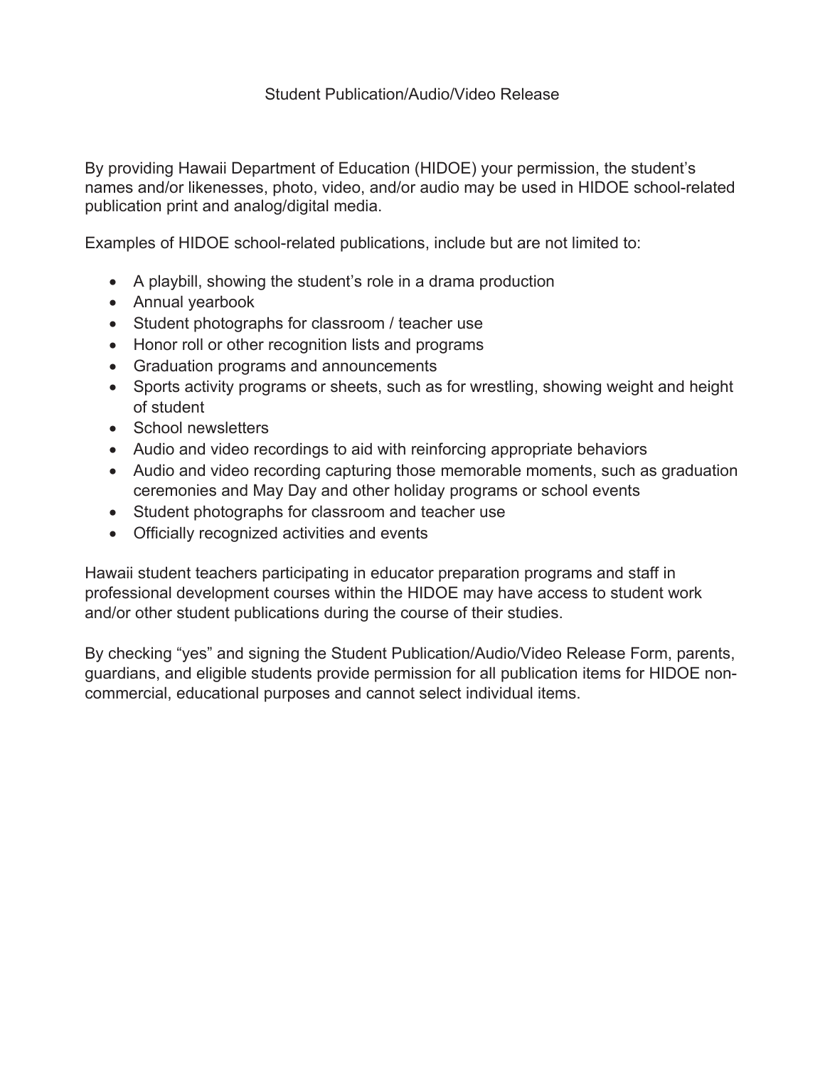# Student Publication/Audio/Video Release

By providing Hawaii Department of Education (HIDOE) your permission, the student's names and/or likenesses, photo, video, and/or audio may be used in HIDOE school-related publication print and analog/digital media.

Examples of HIDOE school-related publications, include but are not limited to:

- A playbill, showing the student's role in a drama production
- Annual yearbook
- Student photographs for classroom / teacher use
- Honor roll or other recognition lists and programs
- Graduation programs and announcements
- Sports activity programs or sheets, such as for wrestling, showing weight and height of student
- School newsletters
- Audio and video recordings to aid with reinforcing appropriate behaviors
- Audio and video recording capturing those memorable moments, such as graduation ceremonies and May Day and other holiday programs or school events
- Student photographs for classroom and teacher use
- Officially recognized activities and events

Hawaii student teachers participating in educator preparation programs and staff in professional development courses within the HIDOE may have access to student work and/or other student publications during the course of their studies.

By checking "yes" and signing the Student Publication/Audio/Video Release Form, parents, guardians, and eligible students provide permission for all publication items for HIDOE non-commercial, educational purposes and cannot select individual items.